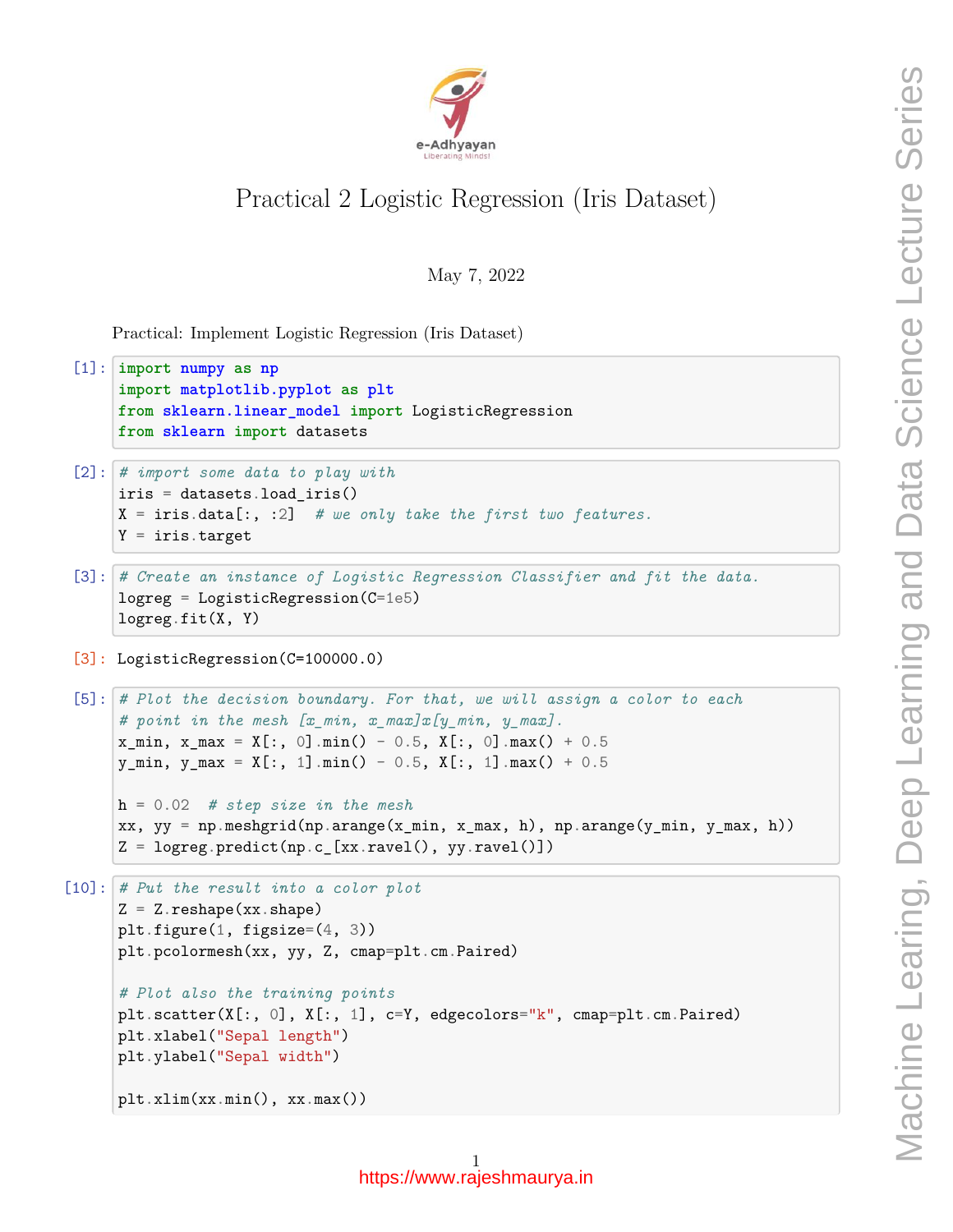# Practical 2 Logistic Regression (Iris Dataset)

May 7, 2022

Practical: Implement Logistic Regression (Iris Dataset)

[1]:
```python
import numpy as np
import matplotlib.pyplot as plt
from sklearn.linear_model import LogisticRegression
from sklearn import datasets
```

[2]:
```python
# import some data to play with
iris = datasets.load_iris()
X = iris.data[:, :2]  # we only take the first two features.
Y = iris.target
```

[3]:
```python
# Create an instance of Logistic Regression Classifier and fit the data.
logreg = LogisticRegression(C=1e5)
logreg.fit(X, Y)
```

[3]:
```
LogisticRegression(C=100000.0)
```

[5]:
```python
# Plot the decision boundary. For that, we will assign a color to each
# point in the mesh [x_min, x_max]x[y_min, y_max].
x_min, x_max = X[:, 0].min() - 0.5, X[:, 0].max() + 0.5
y_min, y_max = X[:, 1].min() - 0.5, X[:, 1].max() + 0.5

h = 0.02  # step size in the mesh
xx, yy = np.meshgrid(np.arange(x_min, x_max, h), np.arange(y_min, y_max, h))
Z = logreg.predict(np.c_[xx.ravel(), yy.ravel()])
```

[10]:
```python
# Put the result into a color plot
Z = Z.reshape(xx.shape)
plt.figure(1, figsize=(4, 3))
plt.pcolormesh(xx, yy, Z, cmap=plt.cm.Paired)

# Plot also the training points
plt.scatter(X[:, 0], X[:, 1], c=Y, edgecolors="k", cmap=plt.cm.Paired)
plt.xlabel("Sepal length")
plt.ylabel("Sepal width")

plt.xlim(xx.min(), xx.max())
```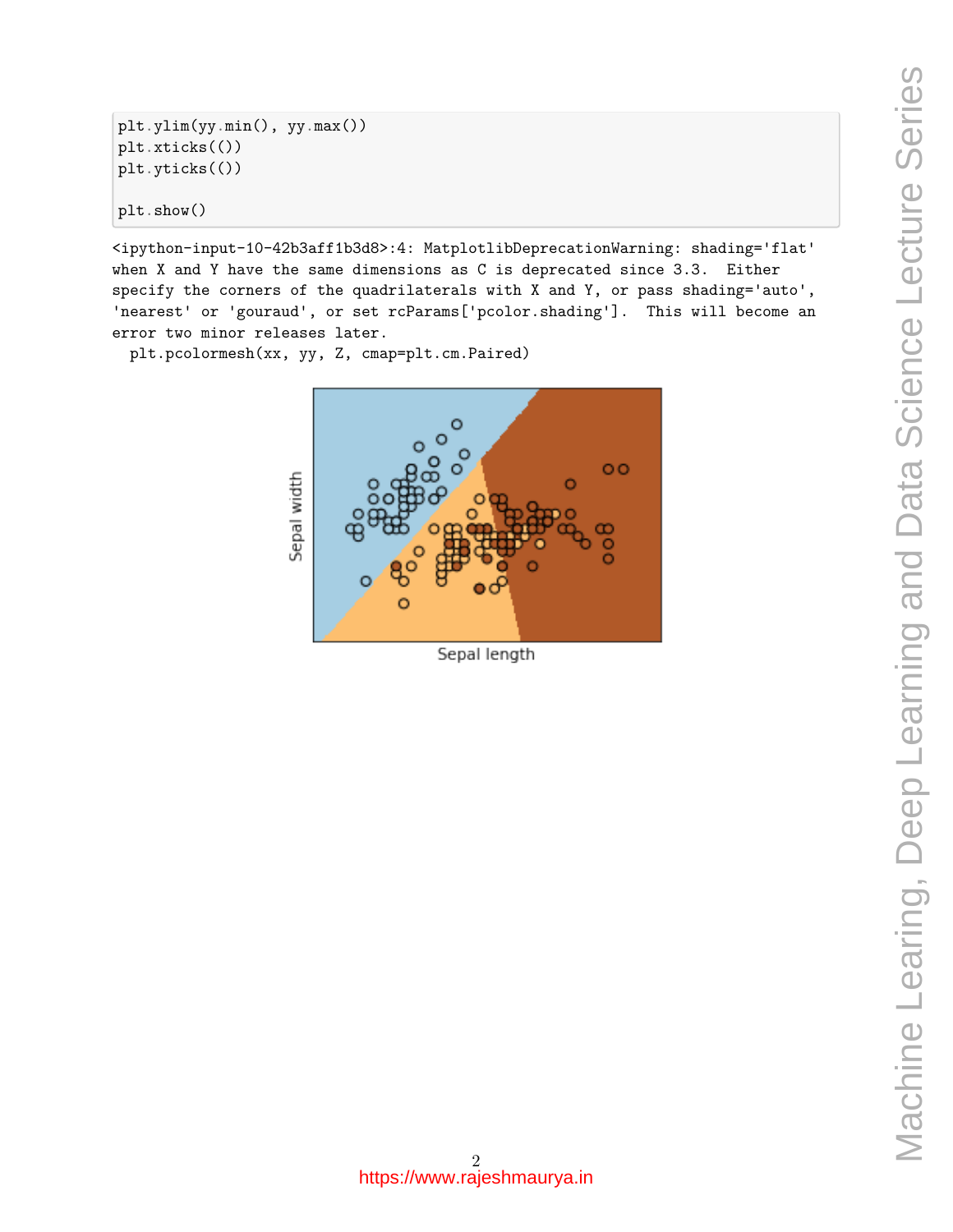```python
plt.ylim(yy.min(), yy.max())
plt.xticks(())
plt.yticks(())

plt.show()
```

```
<ipython-input-10-42b3aff1b3d8>:4: MatplotlibDeprecationWarning: shading='flat'
when X and Y have the same dimensions as C is deprecated since 3.3.  Either
specify the corners of the quadrilaterals with X and Y, or pass shading='auto',
'nearest' or 'gouraud', or set rcParams['pcolor.shading'].  This will become an
error two minor releases later.
  plt.pcolormesh(xx, yy, Z, cmap=plt.cm.Paired)
```

Sepal width

Sepal length